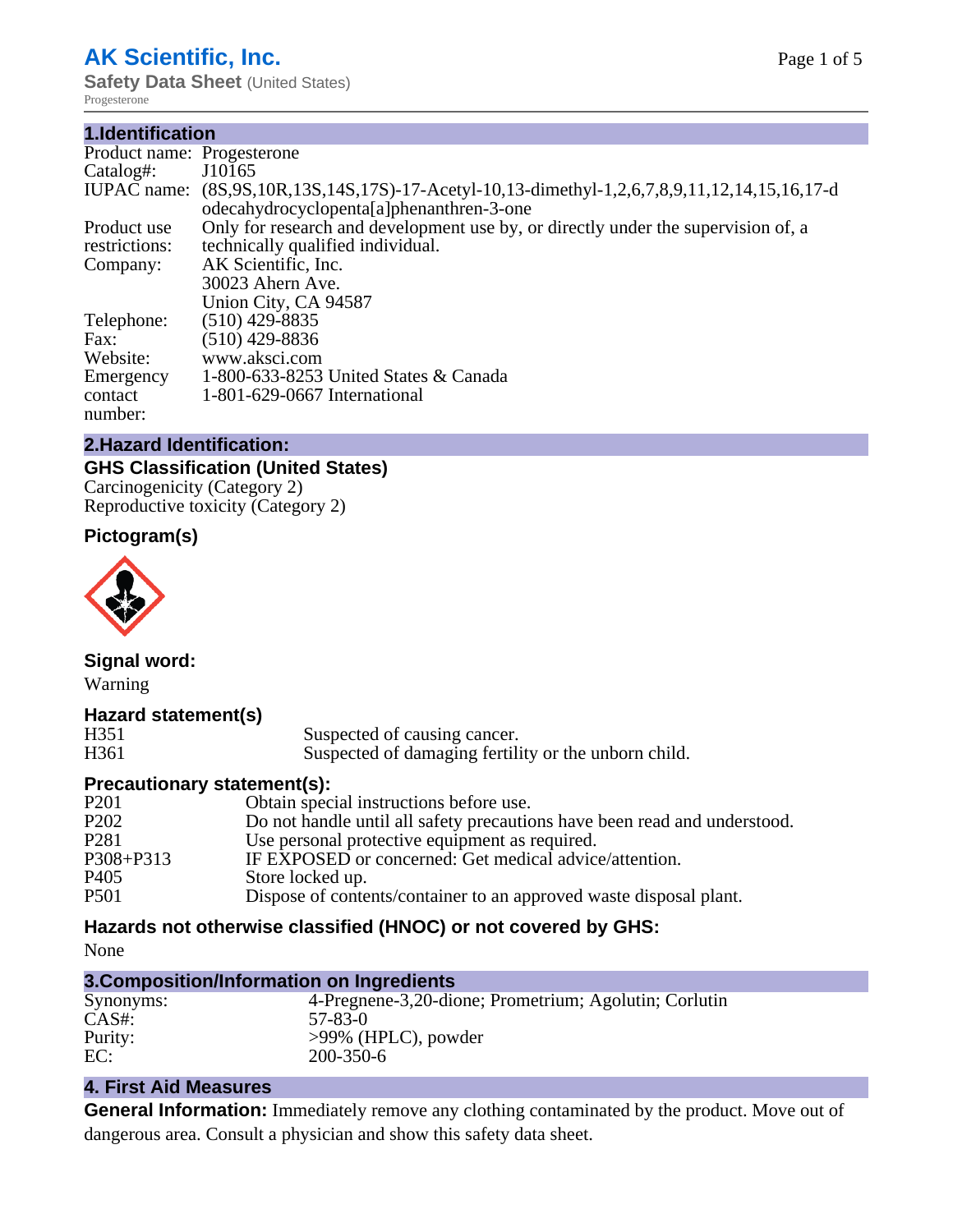# AK Scientific, Inc.

**Safety Data Sheet** (United States)

Progesterone

## 1.Identification

| | |
|---|---|
| Product name: | Progesterone |
| Catalog#: | J10165 |
| IUPAC name: | (8S,9S,10R,13S,14S,17S)-17-Acetyl-10,13-dimethyl-1,2,6,7,8,9,11,12,14,15,16,17-dodecahydrocyclopenta[a]phenanthren-3-one |
| Product use restrictions: | Only for research and development use by, or directly under the supervision of, a technically qualified individual. |
| Company: | AK Scientific, Inc.<br>30023 Ahern Ave.<br>Union City, CA 94587 |
| Telephone: | (510) 429-8835 |
| Fax: | (510) 429-8836 |
| Website: | www.aksci.com |
| Emergency contact number: | 1-800-633-8253 United States & Canada<br>1-801-629-0667 International |

## 2.Hazard Identification:

### GHS Classification (United States)

Carcinogenicity (Category 2)
Reproductive toxicity (Category 2)

### Pictogram(s)

### Signal word:

Warning

### Hazard statement(s)

| | |
|---|---|
| H351 | Suspected of causing cancer. |
| H361 | Suspected of damaging fertility or the unborn child. |

### Precautionary statement(s):

| | |
|---|---|
| P201 | Obtain special instructions before use. |
| P202 | Do not handle until all safety precautions have been read and understood. |
| P281 | Use personal protective equipment as required. |
| P308+P313 | IF EXPOSED or concerned: Get medical advice/attention. |
| P405 | Store locked up. |
| P501 | Dispose of contents/container to an approved waste disposal plant. |

### Hazards not otherwise classified (HNOC) or not covered by GHS:

None

## 3.Composition/Information on Ingredients

| | |
|---|---|
| Synonyms: | 4-Pregnene-3,20-dione; Prometrium; Agolutin; Corlutin |
| CAS#: | 57-83-0 |
| Purity: | >99% (HPLC), powder |
| EC: | 200-350-6 |

## 4. First Aid Measures

**General Information:** Immediately remove any clothing contaminated by the product. Move out of dangerous area. Consult a physician and show this safety data sheet.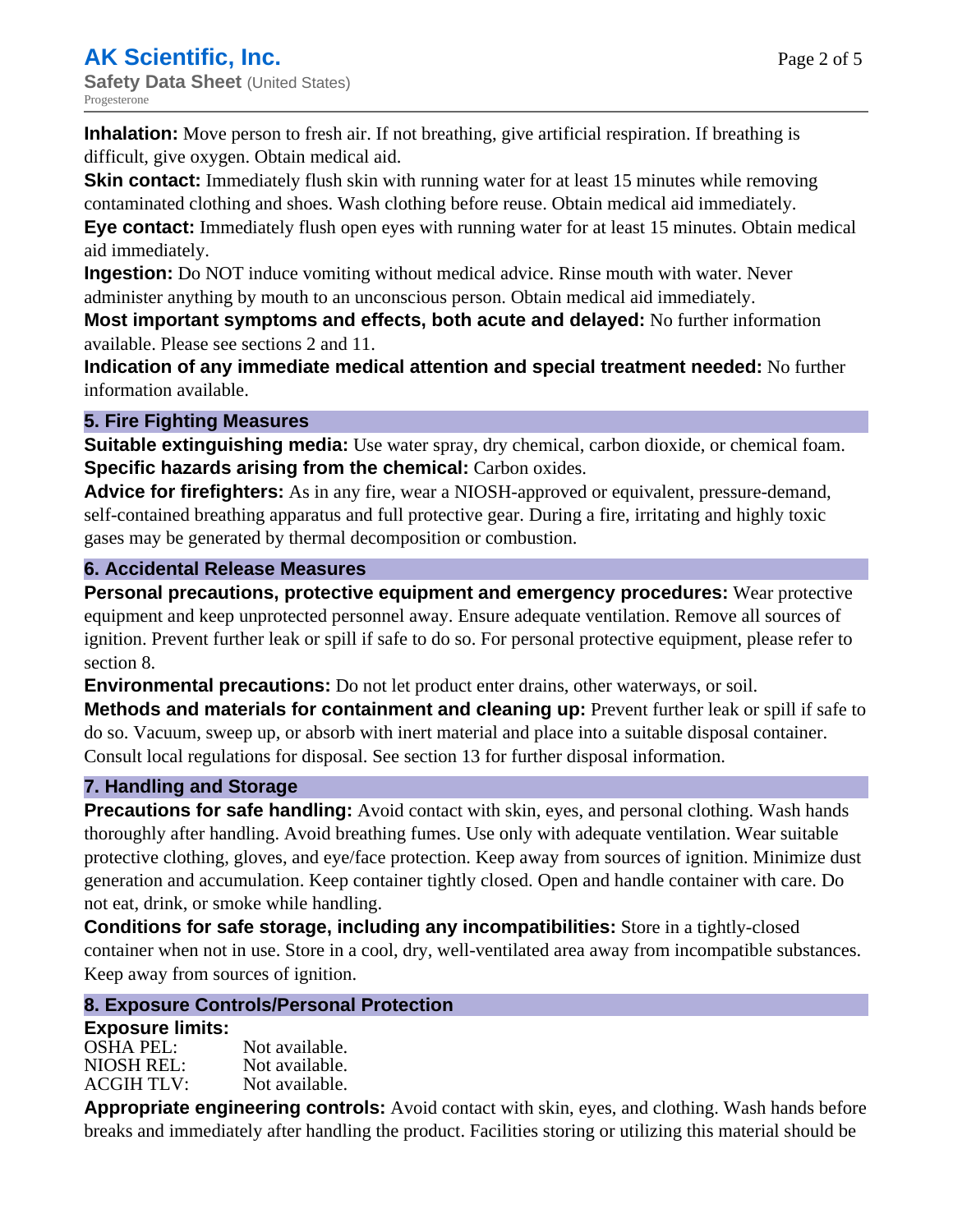**Inhalation:** Move person to fresh air. If not breathing, give artificial respiration. If breathing is difficult, give oxygen. Obtain medical aid.

**Skin contact:** Immediately flush skin with running water for at least 15 minutes while removing contaminated clothing and shoes. Wash clothing before reuse. Obtain medical aid immediately.

**Eye contact:** Immediately flush open eyes with running water for at least 15 minutes. Obtain medical aid immediately.

**Ingestion:** Do NOT induce vomiting without medical advice. Rinse mouth with water. Never administer anything by mouth to an unconscious person. Obtain medical aid immediately.

**Most important symptoms and effects, both acute and delayed:** No further information available. Please see sections 2 and 11.

**Indication of any immediate medical attention and special treatment needed:** No further information available.

## 5. Fire Fighting Measures

**Suitable extinguishing media:** Use water spray, dry chemical, carbon dioxide, or chemical foam.

**Specific hazards arising from the chemical:** Carbon oxides.

**Advice for firefighters:** As in any fire, wear a NIOSH-approved or equivalent, pressure-demand, self-contained breathing apparatus and full protective gear. During a fire, irritating and highly toxic gases may be generated by thermal decomposition or combustion.

## 6. Accidental Release Measures

**Personal precautions, protective equipment and emergency procedures:** Wear protective equipment and keep unprotected personnel away. Ensure adequate ventilation. Remove all sources of ignition. Prevent further leak or spill if safe to do so. For personal protective equipment, please refer to section 8.

**Environmental precautions:** Do not let product enter drains, other waterways, or soil.

**Methods and materials for containment and cleaning up:** Prevent further leak or spill if safe to do so. Vacuum, sweep up, or absorb with inert material and place into a suitable disposal container. Consult local regulations for disposal. See section 13 for further disposal information.

## 7. Handling and Storage

**Precautions for safe handling:** Avoid contact with skin, eyes, and personal clothing. Wash hands thoroughly after handling. Avoid breathing fumes. Use only with adequate ventilation. Wear suitable protective clothing, gloves, and eye/face protection. Keep away from sources of ignition. Minimize dust generation and accumulation. Keep container tightly closed. Open and handle container with care. Do not eat, drink, or smoke while handling.

**Conditions for safe storage, including any incompatibilities:** Store in a tightly-closed container when not in use. Store in a cool, dry, well-ventilated area away from incompatible substances. Keep away from sources of ignition.

## 8. Exposure Controls/Personal Protection

**Exposure limits:**

| | |
|---|---|
| OSHA PEL: | Not available. |
| NIOSH REL: | Not available. |
| ACGIH TLV: | Not available. |

**Appropriate engineering controls:** Avoid contact with skin, eyes, and clothing. Wash hands before breaks and immediately after handling the product. Facilities storing or utilizing this material should be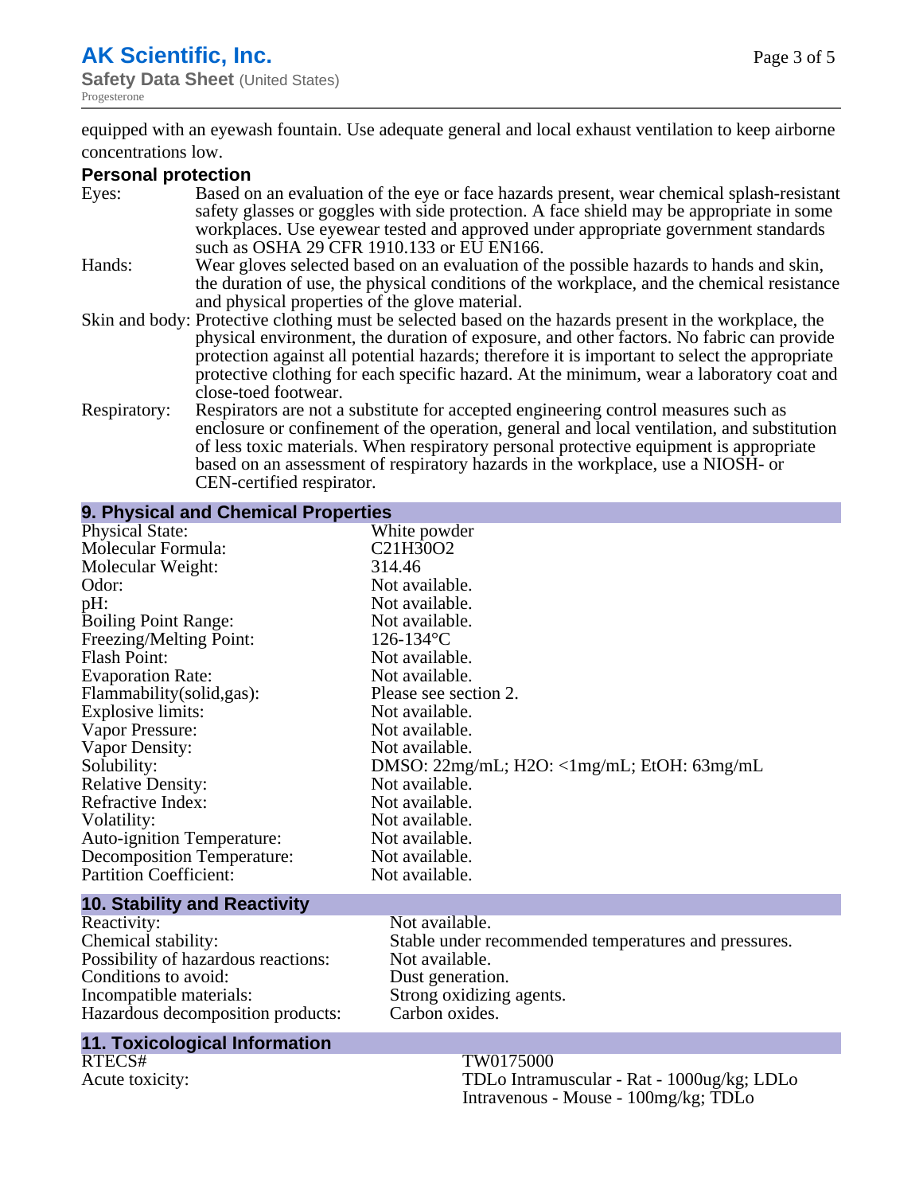equipped with an eyewash fountain. Use adequate general and local exhaust ventilation to keep airborne concentrations low.

### Personal protection

Eyes: Based on an evaluation of the eye or face hazards present, wear chemical splash-resistant safety glasses or goggles with side protection. A face shield may be appropriate in some workplaces. Use eyewear tested and approved under appropriate government standards such as OSHA 29 CFR 1910.133 or EU EN166.

Hands: Wear gloves selected based on an evaluation of the possible hazards to hands and skin, the duration of use, the physical conditions of the workplace, and the chemical resistance and physical properties of the glove material.

Skin and body: Protective clothing must be selected based on the hazards present in the workplace, the physical environment, the duration of exposure, and other factors. No fabric can provide protection against all potential hazards; therefore it is important to select the appropriate protective clothing for each specific hazard. At the minimum, wear a laboratory coat and close-toed footwear.

Respiratory: Respirators are not a substitute for accepted engineering control measures such as enclosure or confinement of the operation, general and local ventilation, and substitution of less toxic materials. When respiratory personal protective equipment is appropriate based on an assessment of respiratory hazards in the workplace, use a NIOSH- or CEN-certified respirator.

## 9. Physical and Chemical Properties

| | |
|---|---|
| Physical State: | White powder |
| Molecular Formula: | $C_{21}H_{30}O_2$ |
| Molecular Weight: | 314.46 |
| Odor: | Not available. |
| pH: | Not available. |
| Boiling Point Range: | Not available. |
| Freezing/Melting Point: | 126-134°C |
| Flash Point: | Not available. |
| Evaporation Rate: | Not available. |
| Flammability(solid,gas): | Please see section 2. |
| Explosive limits: | Not available. |
| Vapor Pressure: | Not available. |
| Vapor Density: | Not available. |
| Solubility: | DMSO: 22mg/mL; $H_2O$: <1mg/mL; EtOH: 63mg/mL |
| Relative Density: | Not available. |
| Refractive Index: | Not available. |
| Volatility: | Not available. |
| Auto-ignition Temperature: | Not available. |
| Decomposition Temperature: | Not available. |
| Partition Coefficient: | Not available. |

## 10. Stability and Reactivity

| | |
|---|---|
| Reactivity: | Not available. |
| Chemical stability: | Stable under recommended temperatures and pressures. |
| Possibility of hazardous reactions: | Not available. |
| Conditions to avoid: | Dust generation. |
| Incompatible materials: | Strong oxidizing agents. |
| Hazardous decomposition products: | Carbon oxides. |

## 11. Toxicological Information

| | |
|---|---|
| RTECS# | TW0175000 |
| Acute toxicity: | TDLo Intramuscular - Rat - 1000ug/kg; LDLo Intravenous - Mouse - 100mg/kg; TDLo |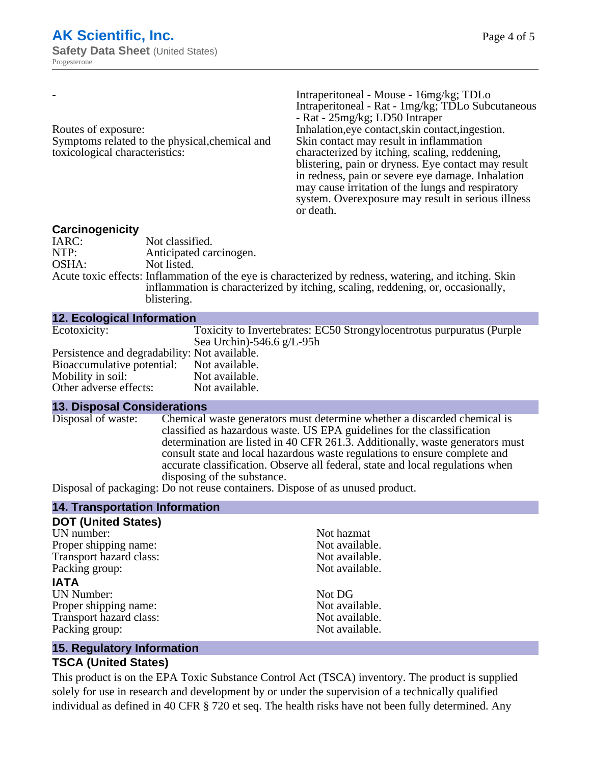| | |
|---|---|
| - | Intraperitoneal - Mouse - 16mg/kg; TDLo Intraperitoneal - Rat - 1mg/kg; TDLo Subcutaneous - Rat - 25mg/kg; LD50 Intraper |
| Routes of exposure: | Inhalation,eye contact,skin contact,ingestion. |
| Symptoms related to the physical,chemical and toxicological characteristics: | Skin contact may result in inflammation characterized by itching, scaling, reddening, blistering, pain or dryness. Eye contact may result in redness, pain or severe eye damage. Inhalation may cause irritation of the lungs and respiratory system. Overexposure may result in serious illness or death. |

### Carcinogenicity

| | |
|---|---|
| IARC: | Not classified. |
| NTP: | Anticipated carcinogen. |
| OSHA: | Not listed. |
| Acute toxic effects: | Inflammation of the eye is characterized by redness, watering, and itching. Skin inflammation is characterized by itching, scaling, reddening, or, occasionally, blistering. |

## 12. Ecological Information

| | |
|---|---|
| Ecotoxicity: | Toxicity to Invertebrates: EC50 Strongylocentrotus purpuratus (Purple Sea Urchin)-546.6 g/L-95h |
| Persistence and degradability: | Not available. |
| Bioaccumulative potential: | Not available. |
| Mobility in soil: | Not available. |
| Other adverse effects: | Not available. |

## 13. Disposal Considerations

| | |
|---|---|
| Disposal of waste: | Chemical waste generators must determine whether a discarded chemical is classified as hazardous waste. US EPA guidelines for the classification determination are listed in 40 CFR 261.3. Additionally, waste generators must consult state and local hazardous waste regulations to ensure complete and accurate classification. Observe all federal, state and local regulations when disposing of the substance. |
| Disposal of packaging: | Do not reuse containers. Dispose of as unused product. |

## 14. Transportation Information

### DOT (United States)

| | |
|---|---|
| UN number: | Not hazmat |
| Proper shipping name: | Not available. |
| Transport hazard class: | Not available. |
| Packing group: | Not available. |

### IATA

| | |
|---|---|
| UN Number: | Not DG |
| Proper shipping name: | Not available. |
| Transport hazard class: | Not available. |
| Packing group: | Not available. |

## 15. Regulatory Information

### TSCA (United States)

This product is on the EPA Toxic Substance Control Act (TSCA) inventory. The product is supplied solely for use in research and development by or under the supervision of a technically qualified individual as defined in 40 CFR § 720 et seq. The health risks have not been fully determined. Any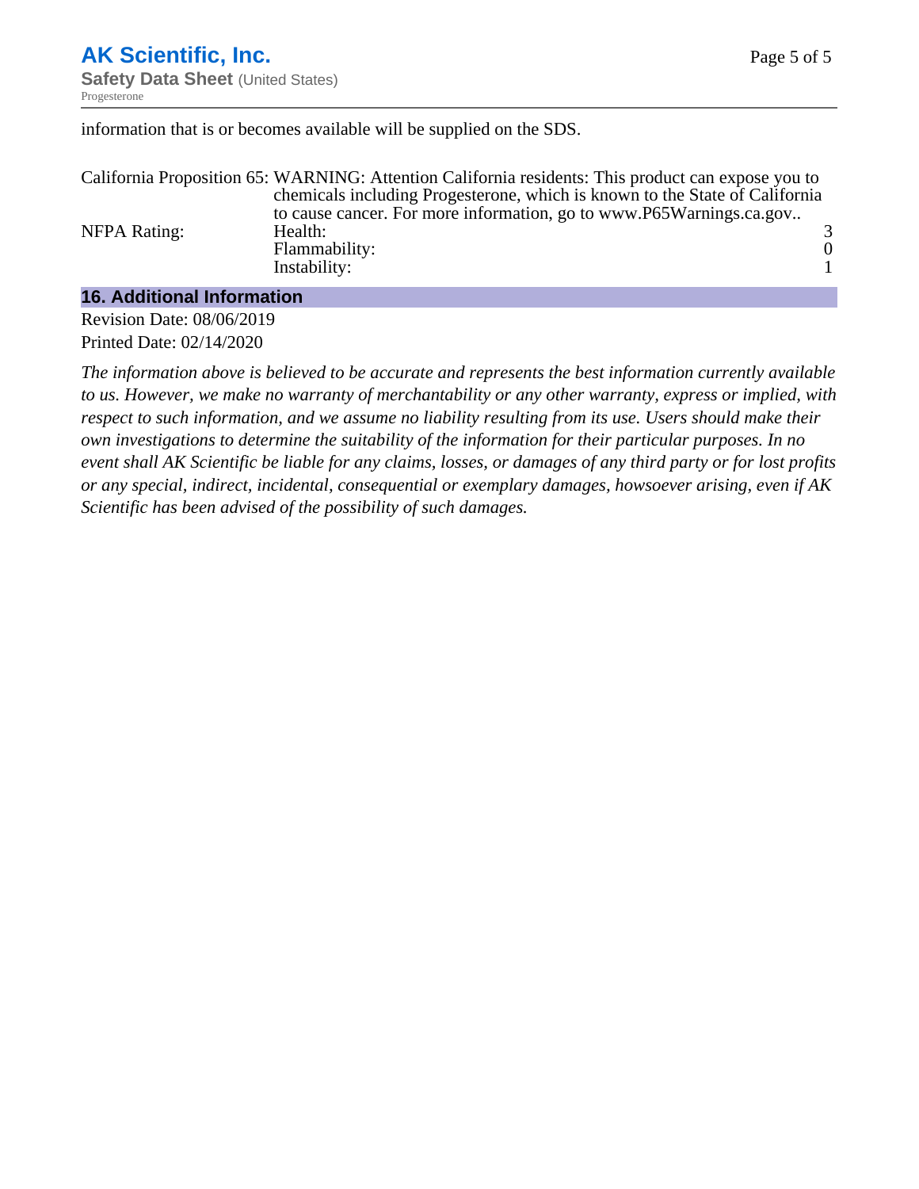information that is or becomes available will be supplied on the SDS.

| | | |
|---|---|---|
| California Proposition 65: | WARNING: Attention California residents: This product can expose you to chemicals including Progesterone, which is known to the State of California to cause cancer. For more information, go to www.P65Warnings.ca.gov.. | |
| NFPA Rating: | Health: | 3 |
| | Flammability: | 0 |
| | Instability: | 1 |

## 16. Additional Information

Revision Date: 08/06/2019

Printed Date: 02/14/2020

*The information above is believed to be accurate and represents the best information currently available to us. However, we make no warranty of merchantability or any other warranty, express or implied, with respect to such information, and we assume no liability resulting from its use. Users should make their own investigations to determine the suitability of the information for their particular purposes. In no event shall AK Scientific be liable for any claims, losses, or damages of any third party or for lost profits or any special, indirect, incidental, consequential or exemplary damages, howsoever arising, even if AK Scientific has been advised of the possibility of such damages.*